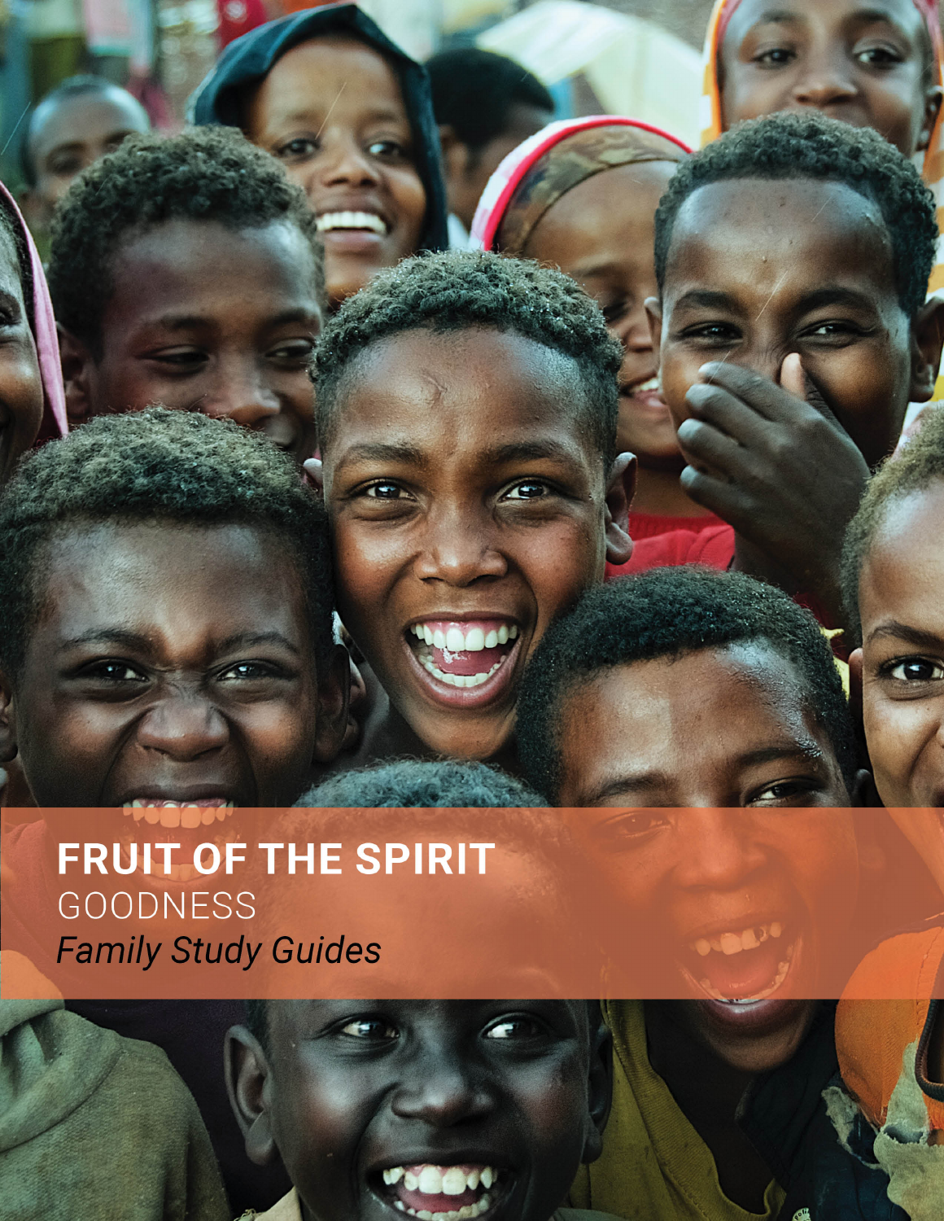# FRUIT OF THE SPIRIT

## GOODNESS

*Family Study Guides*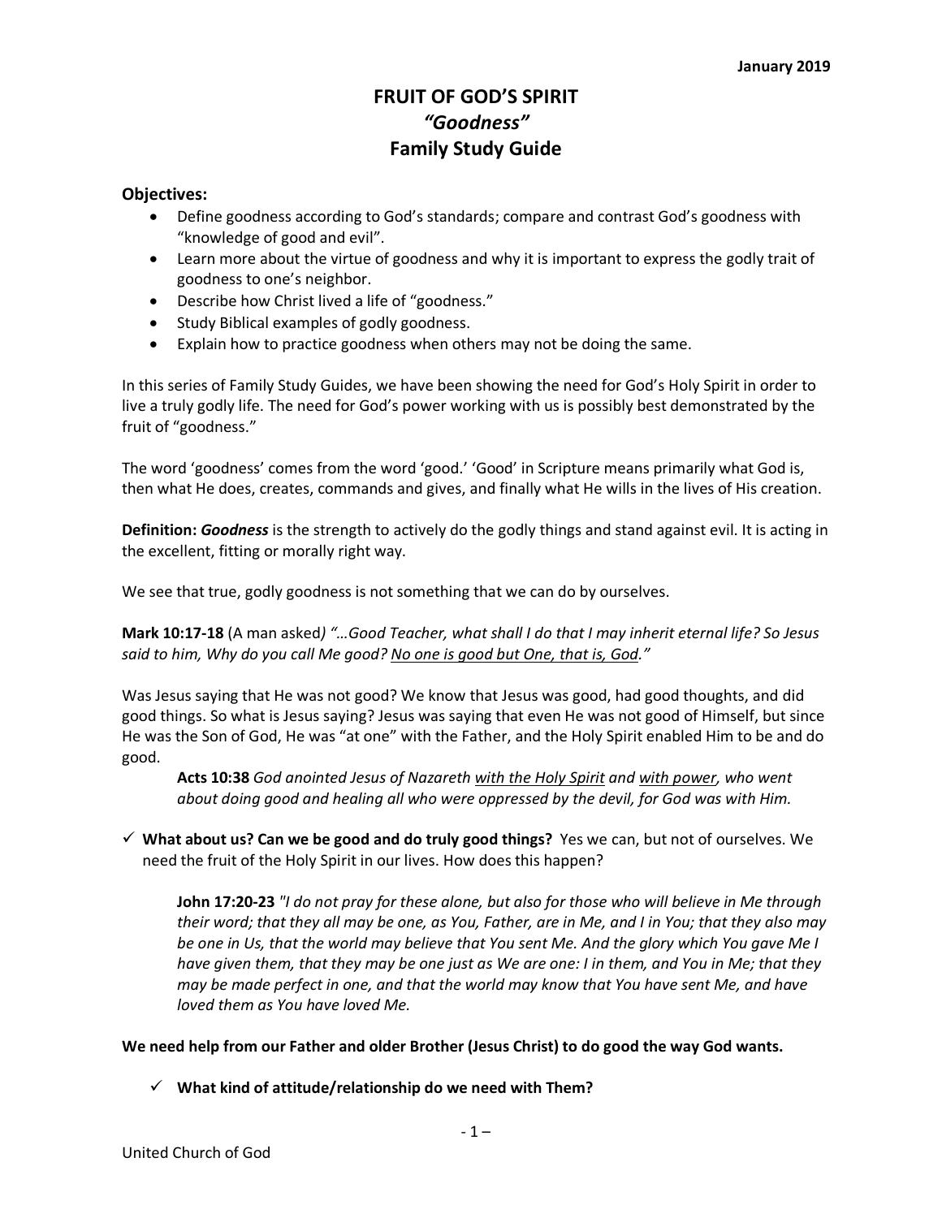January 2019

# FRUIT OF GOD'S SPIRIT
## *"Goodness"*
## Family Study Guide

**Objectives:**

- Define goodness according to God's standards; compare and contrast God's goodness with "knowledge of good and evil".
- Learn more about the virtue of goodness and why it is important to express the godly trait of goodness to one's neighbor.
- Describe how Christ lived a life of "goodness."
- Study Biblical examples of godly goodness.
- Explain how to practice goodness when others may not be doing the same.

In this series of Family Study Guides, we have been showing the need for God's Holy Spirit in order to live a truly godly life. The need for God's power working with us is possibly best demonstrated by the fruit of "goodness."

The word 'goodness' comes from the word 'good.' 'Good' in Scripture means primarily what God is, then what He does, creates, commands and gives, and finally what He wills in the lives of His creation.

**Definition:** ***Goodness*** is the strength to actively do the godly things and stand against evil. It is acting in the excellent, fitting or morally right way.

We see that true, godly goodness is not something that we can do by ourselves.

**Mark 10:17-18** (A man asked*) "…Good Teacher, what shall I do that I may inherit eternal life? So Jesus said to him, Why do you call Me good? <u>No one is good but One, that is, God</u>."*

Was Jesus saying that He was not good? We know that Jesus was good, had good thoughts, and did good things. So what is Jesus saying? Jesus was saying that even He was not good of Himself, but since He was the Son of God, He was "at one" with the Father, and the Holy Spirit enabled Him to be and do good.

> **Acts 10:38** *God anointed Jesus of Nazareth <u>with the Holy Spirit</u> and <u>with power</u>, who went about doing good and healing all who were oppressed by the devil, for God was with Him.*

✓ **What about us? Can we be good and do truly good things?** Yes we can, but not of ourselves. We need the fruit of the Holy Spirit in our lives. How does this happen?

> **John 17:20-23** *"I do not pray for these alone, but also for those who will believe in Me through their word; that they all may be one, as You, Father, are in Me, and I in You; that they also may be one in Us, that the world may believe that You sent Me. And the glory which You gave Me I have given them, that they may be one just as We are one: I in them, and You in Me; that they may be made perfect in one, and that the world may know that You have sent Me, and have loved them as You have loved Me.*

**We need help from our Father and older Brother (Jesus Christ) to do good the way God wants.**

✓ **What kind of attitude/relationship do we need with Them?**

United Church of God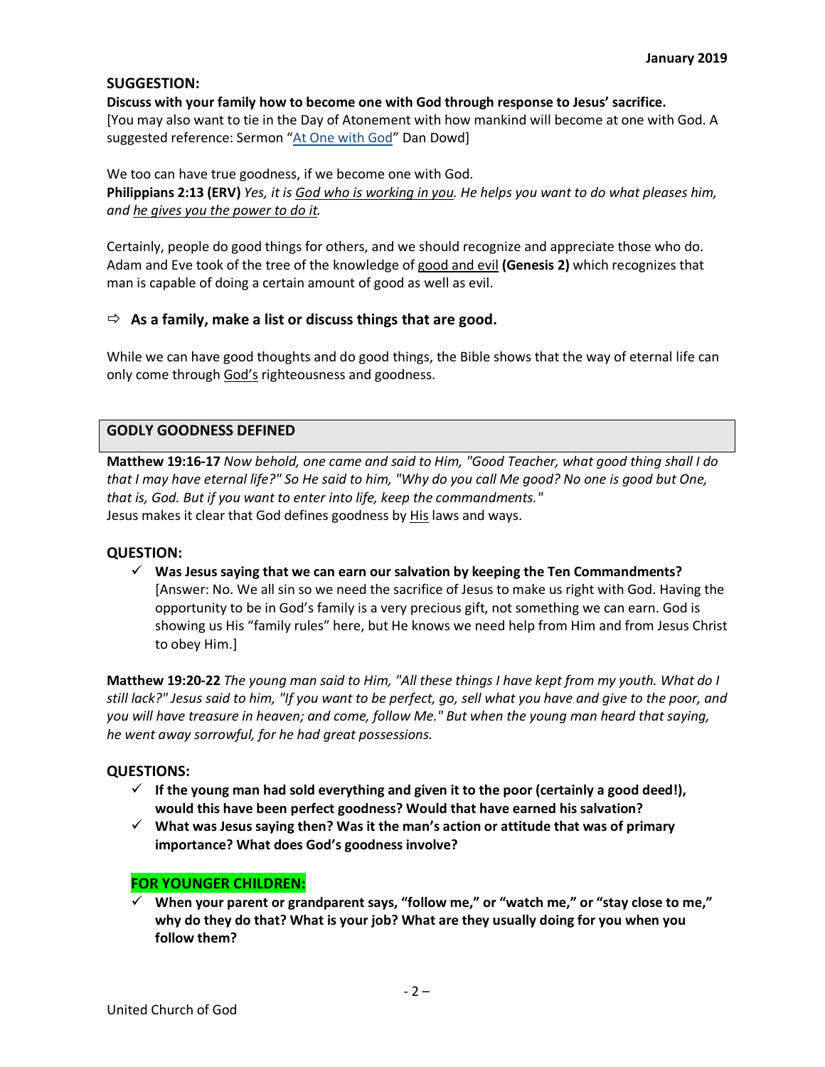## SUGGESTION:

**Discuss with your family how to become one with God through response to Jesus' sacrifice.**
[You may also want to tie in the Day of Atonement with how mankind will become at one with God. A suggested reference: Sermon "At One with God" Dan Dowd]

We too can have true goodness, if we become one with God.
**Philippians 2:13 (ERV)** *Yes, it is God who is working in you. He helps you want to do what pleases him, and he gives you the power to do it.*

Certainly, people do good things for others, and we should recognize and appreciate those who do. Adam and Eve took of the tree of the knowledge of good and evil **(Genesis 2)** which recognizes that man is capable of doing a certain amount of good as well as evil.

⇨ **As a family, make a list or discuss things that are good.**

While we can have good thoughts and do good things, the Bible shows that the way of eternal life can only come through God's righteousness and goodness.

## GODLY GOODNESS DEFINED

**Matthew 19:16-17** *Now behold, one came and said to Him, "Good Teacher, what good thing shall I do that I may have eternal life?" So He said to him, "Why do you call Me good? No one is good but One, that is, God. But if you want to enter into life, keep the commandments."*
Jesus makes it clear that God defines goodness by His laws and ways.

## QUESTION:

- ✓ **Was Jesus saying that we can earn our salvation by keeping the Ten Commandments?**
  [Answer: No. We all sin so we need the sacrifice of Jesus to make us right with God. Having the opportunity to be in God's family is a very precious gift, not something we can earn. God is showing us His "family rules" here, but He knows we need help from Him and from Jesus Christ to obey Him.]

**Matthew 19:20-22** *The young man said to Him, "All these things I have kept from my youth. What do I still lack?" Jesus said to him, "If you want to be perfect, go, sell what you have and give to the poor, and you will have treasure in heaven; and come, follow Me." But when the young man heard that saying, he went away sorrowful, for he had great possessions.*

## QUESTIONS:

- ✓ **If the young man had sold everything and given it to the poor (certainly a good deed!), would this have been perfect goodness? Would that have earned his salvation?**
- ✓ **What was Jesus saying then? Was it the man's action or attitude that was of primary importance? What does God's goodness involve?**

### FOR YOUNGER CHILDREN:

- ✓ **When your parent or grandparent says, "follow me," or "watch me," or "stay close to me," why do they do that? What is your job? What are they usually doing for you when you follow them?**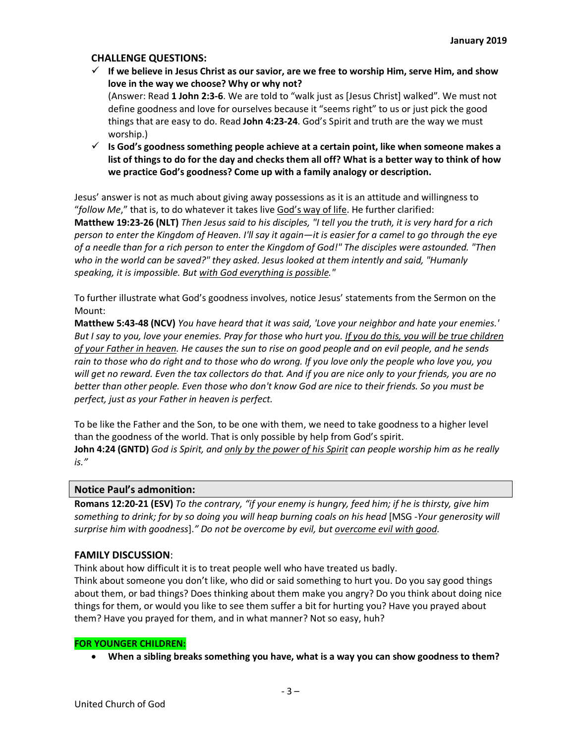### CHALLENGE QUESTIONS:

- ✓ **If we believe in Jesus Christ as our savior, are we free to worship Him, serve Him, and show love in the way we choose? Why or why not?**
  (Answer: Read **1 John 2:3-6**. We are told to "walk just as [Jesus Christ] walked". We must not define goodness and love for ourselves because it "seems right" to us or just pick the good things that are easy to do. Read **John 4:23-24**. God's Spirit and truth are the way we must worship.)
- ✓ **Is God's goodness something people achieve at a certain point, like when someone makes a list of things to do for the day and checks them all off? What is a better way to think of how we practice God's goodness? Come up with a family analogy or description.**

Jesus' answer is not as much about giving away possessions as it is an attitude and willingness to "*follow Me*," that is, to do whatever it takes live <u>God's way of life</u>. He further clarified:
**Matthew 19:23-26 (NLT)** *Then Jesus said to his disciples, "I tell you the truth, it is very hard for a rich person to enter the Kingdom of Heaven. I'll say it again—it is easier for a camel to go through the eye of a needle than for a rich person to enter the Kingdom of God!" The disciples were astounded. "Then who in the world can be saved?" they asked. Jesus looked at them intently and said, "Humanly speaking, it is impossible. But <u>with God everything is possible</u>."*

To further illustrate what God's goodness involves, notice Jesus' statements from the Sermon on the Mount:
**Matthew 5:43-48 (NCV)** *You have heard that it was said, 'Love your neighbor and hate your enemies.' But I say to you, love your enemies. Pray for those who hurt you. <u>If you do this, you will be true children of your Father in heaven</u>. He causes the sun to rise on good people and on evil people, and he sends rain to those who do right and to those who do wrong. If you love only the people who love you, you will get no reward. Even the tax collectors do that. And if you are nice only to your friends, you are no better than other people. Even those who don't know God are nice to their friends. So you must be perfect, just as your Father in heaven is perfect.*

To be like the Father and the Son, to be one with them, we need to take goodness to a higher level than the goodness of the world. That is only possible by help from God's spirit.
**John 4:24 (GNTD)** *God is Spirit, and <u>only by the power of his Spirit</u> can people worship him as he really is."*

### Notice Paul's admonition:

**Romans 12:20-21 (ESV)** *To the contrary, "if your enemy is hungry, feed him; if he is thirsty, give him something to drink; for by so doing you will heap burning coals on his head* [MSG -*Your generosity will surprise him with goodness*]*." Do not be overcome by evil, but <u>overcome evil with good</u>.*

### FAMILY DISCUSSION:

Think about how difficult it is to treat people well who have treated us badly.
Think about someone you don't like, who did or said something to hurt you. Do you say good things about them, or bad things? Does thinking about them make you angry? Do you think about doing nice things for them, or would you like to see them suffer a bit for hurting you? Have you prayed about them? Have you prayed for them, and in what manner? Not so easy, huh?

**FOR YOUNGER CHILDREN:**

- **When a sibling breaks something you have, what is a way you can show goodness to them?**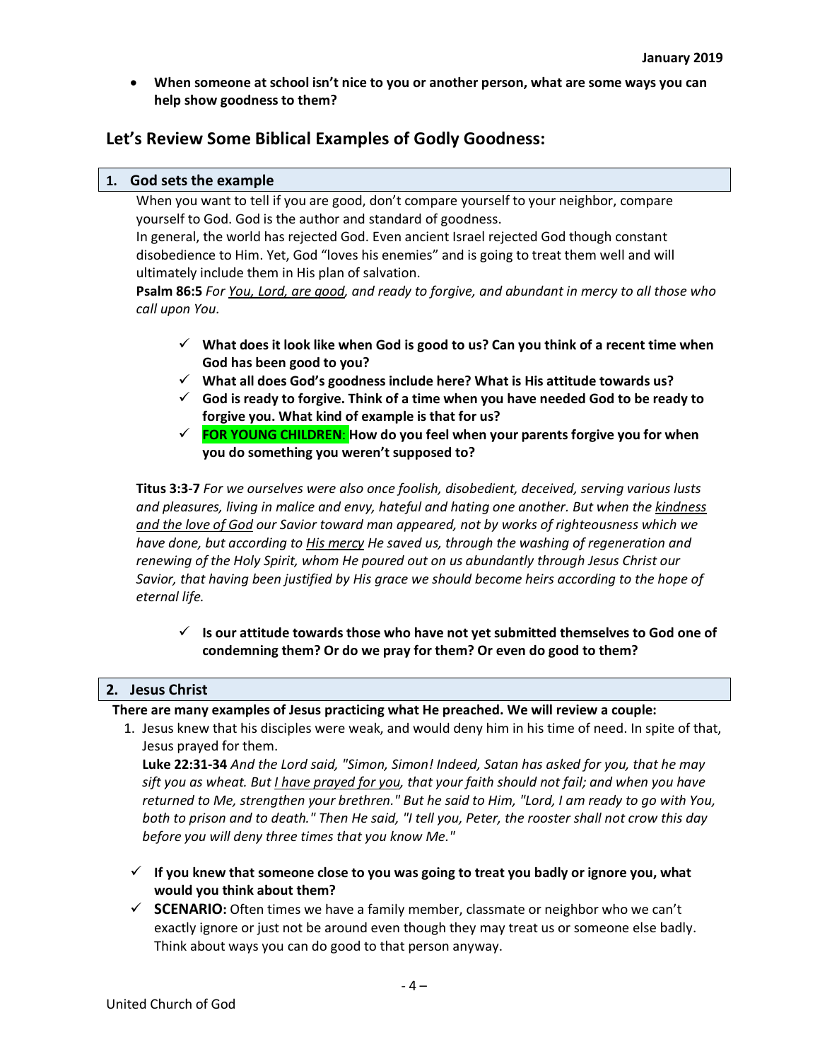- **When someone at school isn't nice to you or another person, what are some ways you can help show goodness to them?**

## Let's Review Some Biblical Examples of Godly Goodness:

### 1. God sets the example

When you want to tell if you are good, don't compare yourself to your neighbor, compare yourself to God. God is the author and standard of goodness.

In general, the world has rejected God. Even ancient Israel rejected God though constant disobedience to Him. Yet, God "loves his enemies" and is going to treat them well and will ultimately include them in His plan of salvation.

**Psalm 86:5** *For <u>You, Lord, are good</u>, and ready to forgive, and abundant in mercy to all those who call upon You.*

- ✓ **What does it look like when God is good to us? Can you think of a recent time when God has been good to you?**
- ✓ **What all does God's goodness include here? What is His attitude towards us?**
- ✓ **God is ready to forgive. Think of a time when you have needed God to be ready to forgive you. What kind of example is that for us?**
- ✓ **FOR YOUNG CHILDREN: How do you feel when your parents forgive you for when you do something you weren't supposed to?**

**Titus 3:3-7** *For we ourselves were also once foolish, disobedient, deceived, serving various lusts and pleasures, living in malice and envy, hateful and hating one another. But when the <u>kindness and the love of God</u> our Savior toward man appeared, not by works of righteousness which we have done, but according to <u>His mercy</u> He saved us, through the washing of regeneration and renewing of the Holy Spirit, whom He poured out on us abundantly through Jesus Christ our Savior, that having been justified by His grace we should become heirs according to the hope of eternal life.*

- ✓ **Is our attitude towards those who have not yet submitted themselves to God one of condemning them? Or do we pray for them? Or even do good to them?**

### 2. Jesus Christ

**There are many examples of Jesus practicing what He preached. We will review a couple:**

1. Jesus knew that his disciples were weak, and would deny him in his time of need. In spite of that, Jesus prayed for them.

   **Luke 22:31-34** *And the Lord said, "Simon, Simon! Indeed, Satan has asked for you, that he may sift you as wheat. But <u>I have prayed for you</u>, that your faith should not fail; and when you have returned to Me, strengthen your brethren." But he said to Him, "Lord, I am ready to go with You, both to prison and to death." Then He said, "I tell you, Peter, the rooster shall not crow this day before you will deny three times that you know Me."*

- ✓ **If you knew that someone close to you was going to treat you badly or ignore you, what would you think about them?**
- ✓ **SCENARIO:** Often times we have a family member, classmate or neighbor who we can't exactly ignore or just not be around even though they may treat us or someone else badly. Think about ways you can do good to that person anyway.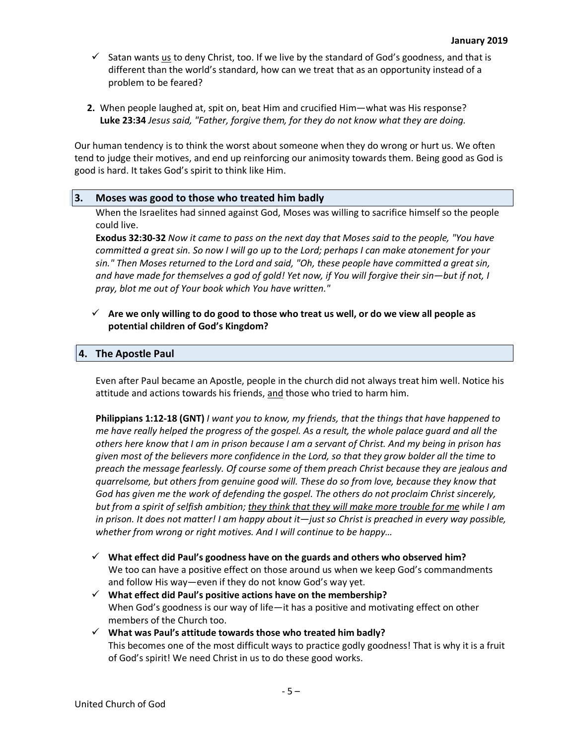- ✓ Satan wants <u>us</u> to deny Christ, too. If we live by the standard of God's goodness, and that is different than the world's standard, how can we treat that as an opportunity instead of a problem to be feared?

**2.** When people laughed at, spit on, beat Him and crucified Him—what was His response?
**Luke 23:34** *Jesus said, "Father, forgive them, for they do not know what they are doing.*

Our human tendency is to think the worst about someone when they do wrong or hurt us. We often tend to judge their motives, and end up reinforcing our animosity towards them. Being good as God is good is hard. It takes God's spirit to think like Him.

## 3. Moses was good to those who treated him badly

When the Israelites had sinned against God, Moses was willing to sacrifice himself so the people could live.

**Exodus 32:30-32** *Now it came to pass on the next day that Moses said to the people, "You have committed a great sin. So now I will go up to the Lord; perhaps I can make atonement for your sin." Then Moses returned to the Lord and said, "Oh, these people have committed a great sin, and have made for themselves a god of gold! Yet now, if You will forgive their sin—but if not, I pray, blot me out of Your book which You have written."*

- ✓ **Are we only willing to do good to those who treat us well, or do we view all people as potential children of God's Kingdom?**

## 4. The Apostle Paul

Even after Paul became an Apostle, people in the church did not always treat him well. Notice his attitude and actions towards his friends, <u>and</u> those who tried to harm him.

**Philippians 1:12-18 (GNT)** *I want you to know, my friends, that the things that have happened to me have really helped the progress of the gospel. As a result, the whole palace guard and all the others here know that I am in prison because I am a servant of Christ. And my being in prison has given most of the believers more confidence in the Lord, so that they grow bolder all the time to preach the message fearlessly. Of course some of them preach Christ because they are jealous and quarrelsome, but others from genuine good will. These do so from love, because they know that God has given me the work of defending the gospel. The others do not proclaim Christ sincerely, but from a spirit of selfish ambition; <u>they think that they will make more trouble for me</u> while I am in prison. It does not matter! I am happy about it—just so Christ is preached in every way possible, whether from wrong or right motives. And I will continue to be happy…*

- ✓ **What effect did Paul's goodness have on the guards and others who observed him?**
  We too can have a positive effect on those around us when we keep God's commandments and follow His way—even if they do not know God's way yet.
- ✓ **What effect did Paul's positive actions have on the membership?**
  When God's goodness is our way of life—it has a positive and motivating effect on other members of the Church too.
- ✓ **What was Paul's attitude towards those who treated him badly?**
  This becomes one of the most difficult ways to practice godly goodness! That is why it is a fruit of God's spirit! We need Christ in us to do these good works.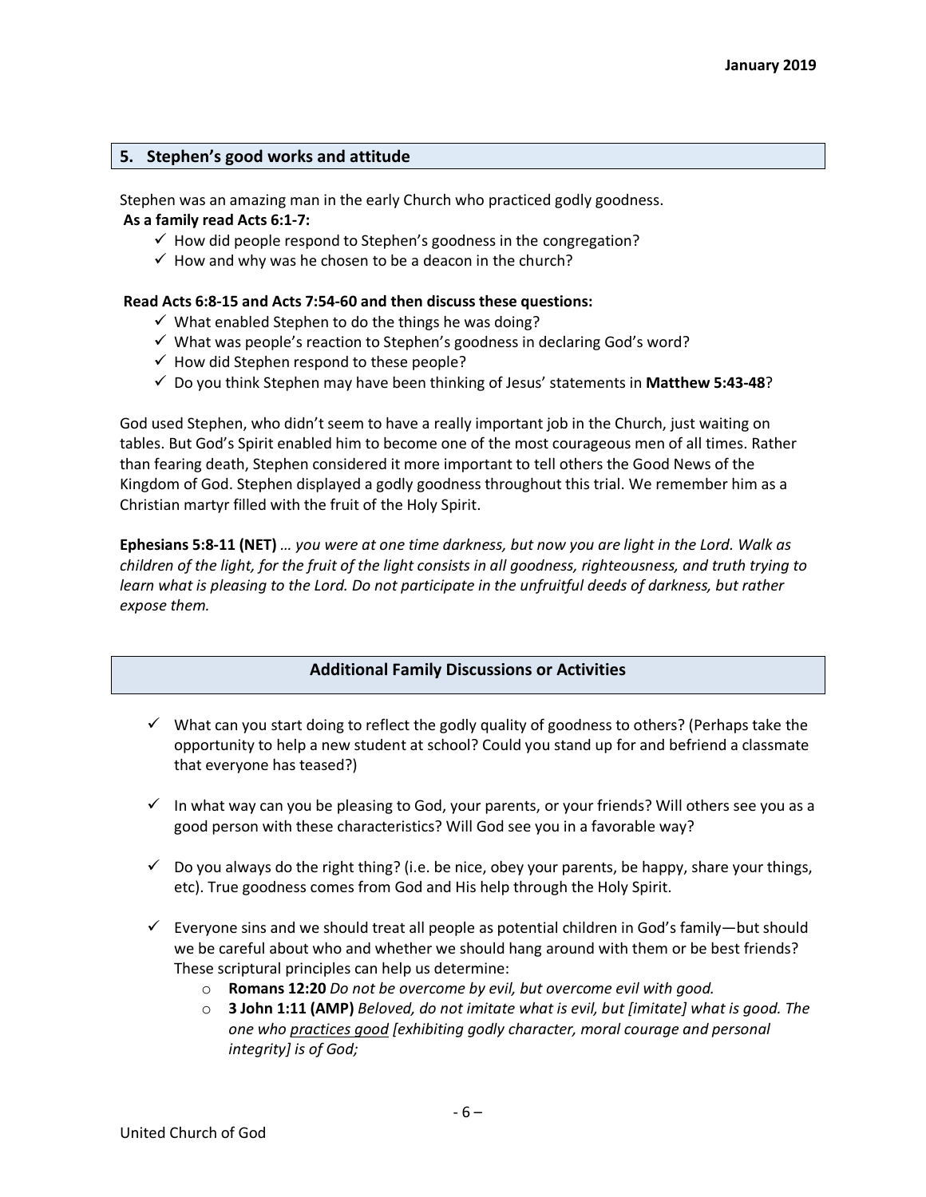## 5. Stephen's good works and attitude

Stephen was an amazing man in the early Church who practiced godly goodness.

**As a family read Acts 6:1-7:**

- ✓ How did people respond to Stephen's goodness in the congregation?
- ✓ How and why was he chosen to be a deacon in the church?

**Read Acts 6:8-15 and Acts 7:54-60 and then discuss these questions:**

- ✓ What enabled Stephen to do the things he was doing?
- ✓ What was people's reaction to Stephen's goodness in declaring God's word?
- ✓ How did Stephen respond to these people?
- ✓ Do you think Stephen may have been thinking of Jesus' statements in **Matthew 5:43-48**?

God used Stephen, who didn't seem to have a really important job in the Church, just waiting on tables. But God's Spirit enabled him to become one of the most courageous men of all times. Rather than fearing death, Stephen considered it more important to tell others the Good News of the Kingdom of God. Stephen displayed a godly goodness throughout this trial. We remember him as a Christian martyr filled with the fruit of the Holy Spirit.

**Ephesians 5:8-11 (NET)** *… you were at one time darkness, but now you are light in the Lord. Walk as children of the light, for the fruit of the light consists in all goodness, righteousness, and truth trying to learn what is pleasing to the Lord. Do not participate in the unfruitful deeds of darkness, but rather expose them.*

## Additional Family Discussions or Activities

- ✓ What can you start doing to reflect the godly quality of goodness to others? (Perhaps take the opportunity to help a new student at school? Could you stand up for and befriend a classmate that everyone has teased?)
- ✓ In what way can you be pleasing to God, your parents, or your friends? Will others see you as a good person with these characteristics? Will God see you in a favorable way?
- ✓ Do you always do the right thing? (i.e. be nice, obey your parents, be happy, share your things, etc). True goodness comes from God and His help through the Holy Spirit.
- ✓ Everyone sins and we should treat all people as potential children in God's family—but should we be careful about who and whether we should hang around with them or be best friends? These scriptural principles can help us determine:
  - **Romans 12:20** *Do not be overcome by evil, but overcome evil with good.*
  - **3 John 1:11 (AMP)** *Beloved, do not imitate what is evil, but [imitate] what is good. The one who practices good [exhibiting godly character, moral courage and personal integrity] is of God;*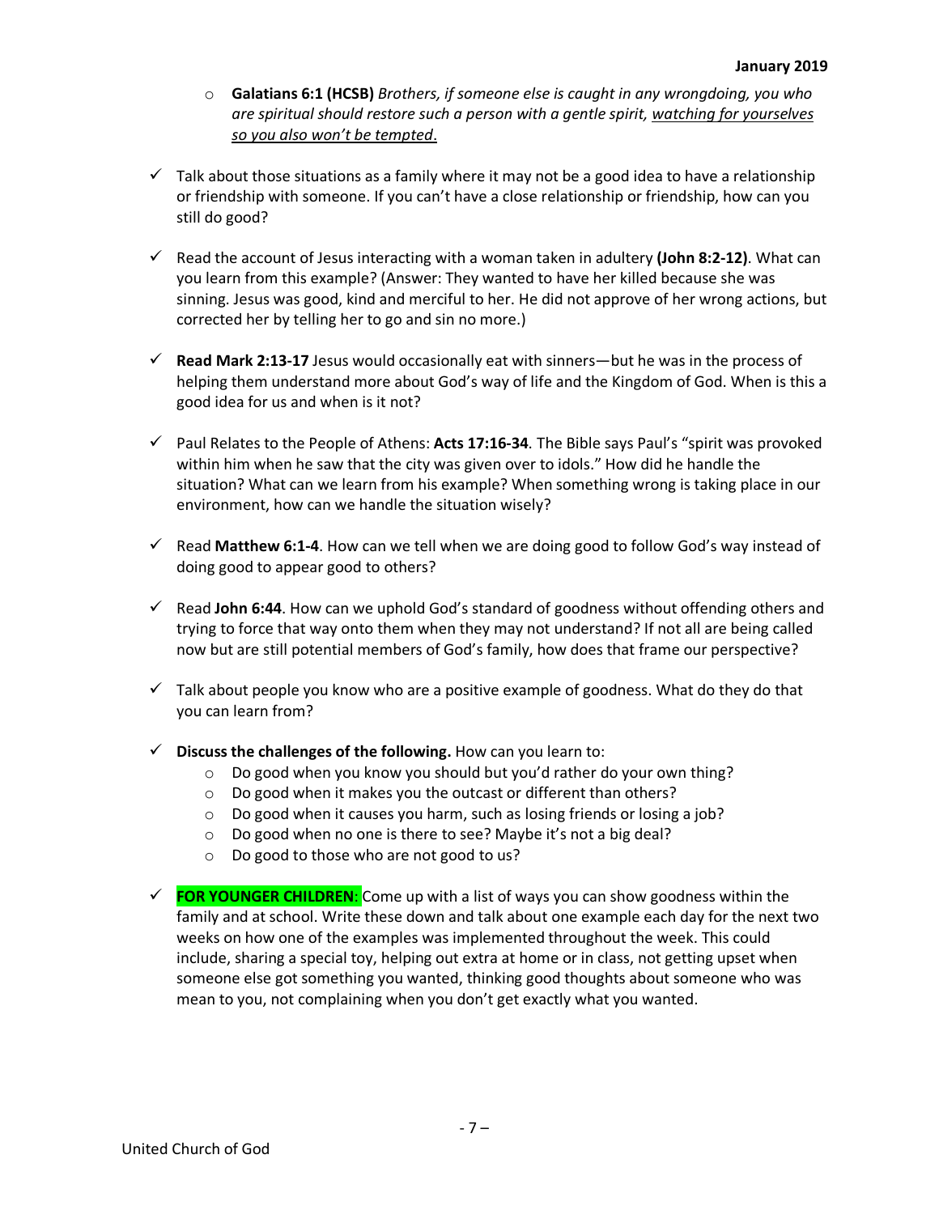- **Galatians 6:1 (HCSB)** *Brothers, if someone else is caught in any wrongdoing, you who are spiritual should restore such a person with a gentle spirit, <u>watching for yourselves so you also won't be tempted</u>.*

- ✓ Talk about those situations as a family where it may not be a good idea to have a relationship or friendship with someone. If you can't have a close relationship or friendship, how can you still do good?

- ✓ Read the account of Jesus interacting with a woman taken in adultery **(John 8:2-12)**. What can you learn from this example? (Answer: They wanted to have her killed because she was sinning. Jesus was good, kind and merciful to her. He did not approve of her wrong actions, but corrected her by telling her to go and sin no more.)

- ✓ **Read Mark 2:13-17** Jesus would occasionally eat with sinners—but he was in the process of helping them understand more about God's way of life and the Kingdom of God. When is this a good idea for us and when is it not?

- ✓ Paul Relates to the People of Athens: **Acts 17:16-34**. The Bible says Paul's "spirit was provoked within him when he saw that the city was given over to idols." How did he handle the situation? What can we learn from his example? When something wrong is taking place in our environment, how can we handle the situation wisely?

- ✓ Read **Matthew 6:1-4**. How can we tell when we are doing good to follow God's way instead of doing good to appear good to others?

- ✓ Read **John 6:44**. How can we uphold God's standard of goodness without offending others and trying to force that way onto them when they may not understand? If not all are being called now but are still potential members of God's family, how does that frame our perspective?

- ✓ Talk about people you know who are a positive example of goodness. What do they do that you can learn from?

- ✓ **Discuss the challenges of the following.** How can you learn to:
  - Do good when you know you should but you'd rather do your own thing?
  - Do good when it makes you the outcast or different than others?
  - Do good when it causes you harm, such as losing friends or losing a job?
  - Do good when no one is there to see? Maybe it's not a big deal?
  - Do good to those who are not good to us?

- ✓ **FOR YOUNGER CHILDREN**: Come up with a list of ways you can show goodness within the family and at school. Write these down and talk about one example each day for the next two weeks on how one of the examples was implemented throughout the week. This could include, sharing a special toy, helping out extra at home or in class, not getting upset when someone else got something you wanted, thinking good thoughts about someone who was mean to you, not complaining when you don't get exactly what you wanted.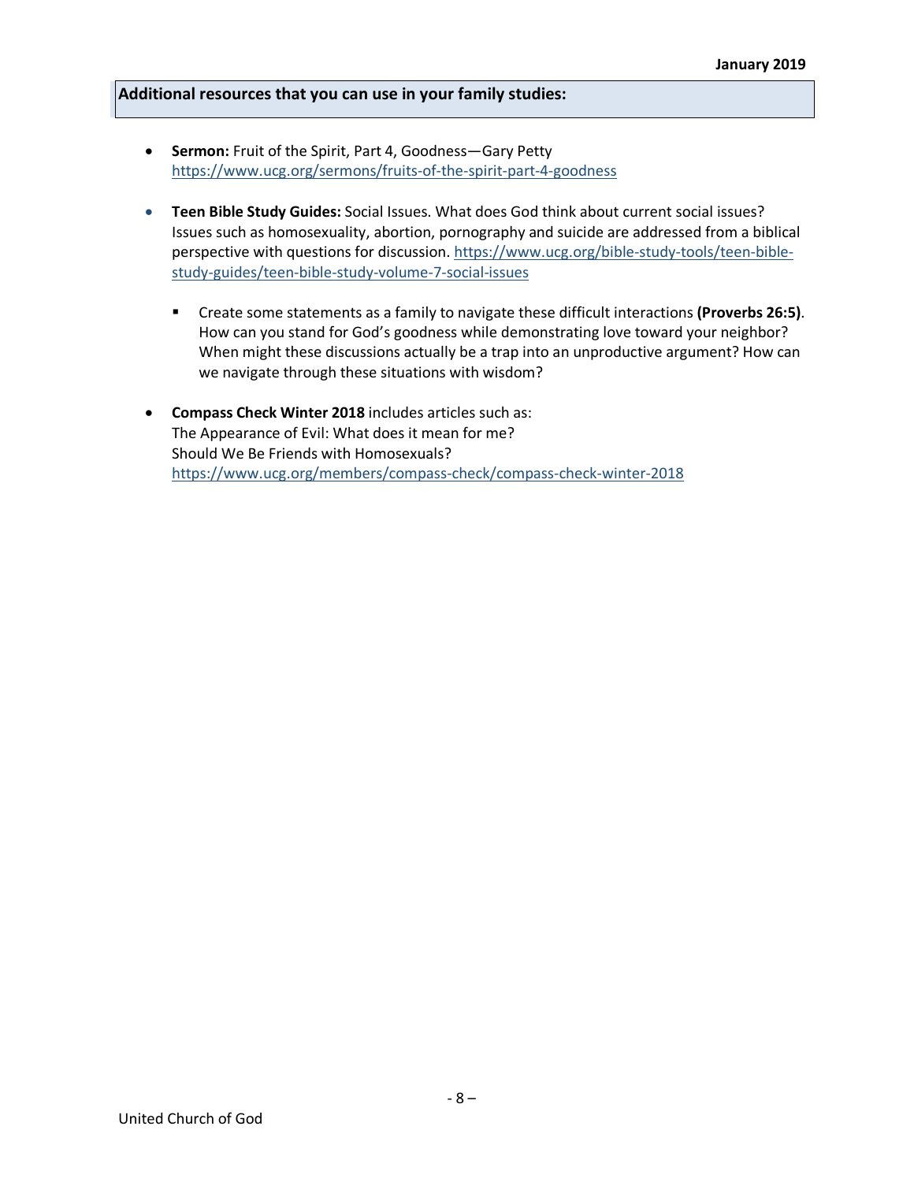## Additional resources that you can use in your family studies:

- **Sermon:** Fruit of the Spirit, Part 4, Goodness—Gary Petty
  https://www.ucg.org/sermons/fruits-of-the-spirit-part-4-goodness

- **Teen Bible Study Guides:** Social Issues. What does God think about current social issues? Issues such as homosexuality, abortion, pornography and suicide are addressed from a biblical perspective with questions for discussion. https://www.ucg.org/bible-study-tools/teen-bible-study-guides/teen-bible-study-volume-7-social-issues

  - Create some statements as a family to navigate these difficult interactions **(Proverbs 26:5)**. How can you stand for God's goodness while demonstrating love toward your neighbor? When might these discussions actually be a trap into an unproductive argument? How can we navigate through these situations with wisdom?

- **Compass Check Winter 2018** includes articles such as:
  The Appearance of Evil: What does it mean for me?
  Should We Be Friends with Homosexuals?
  https://www.ucg.org/members/compass-check/compass-check-winter-2018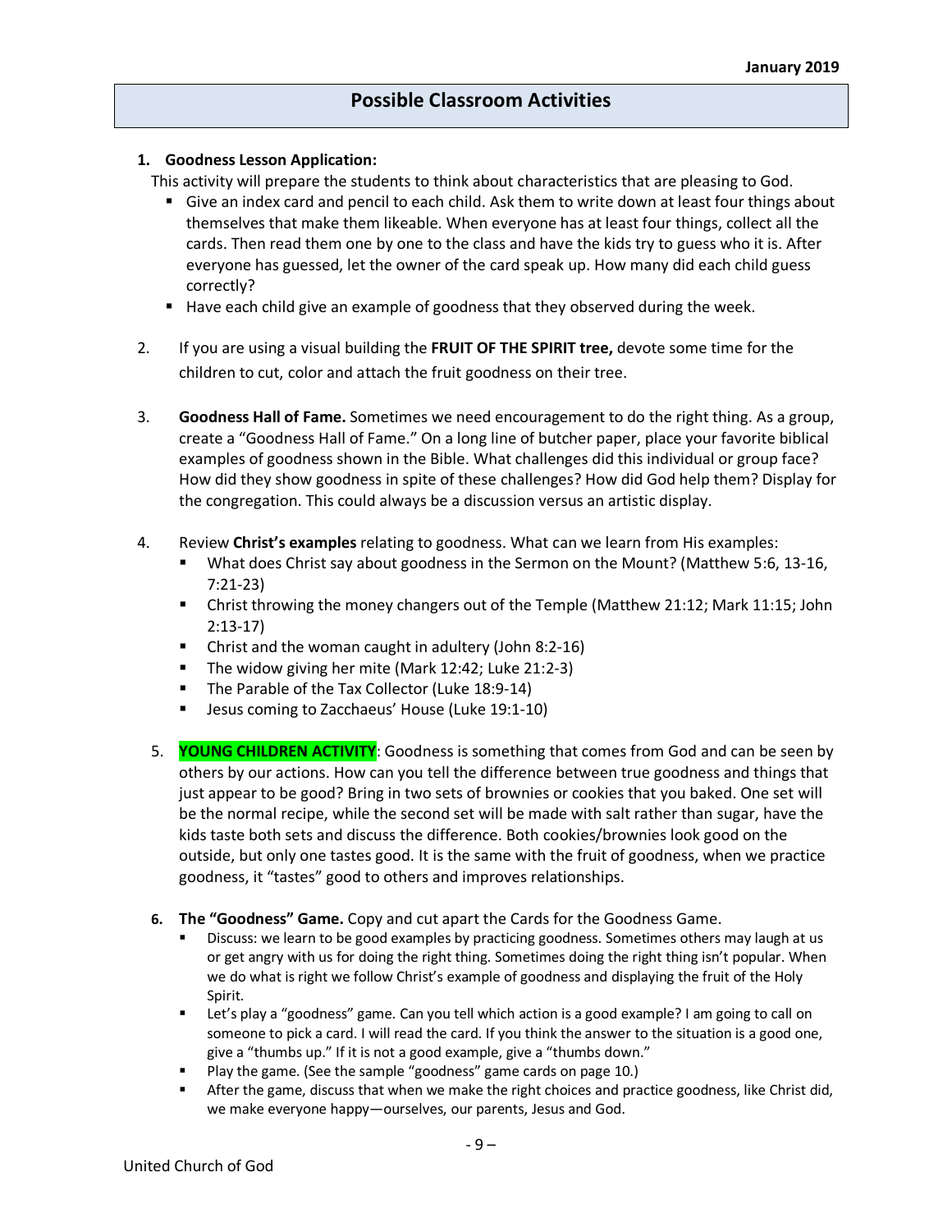## Possible Classroom Activities

1. **Goodness Lesson Application:**

   This activity will prepare the students to think about characteristics that are pleasing to God.

   - Give an index card and pencil to each child. Ask them to write down at least four things about themselves that make them likeable. When everyone has at least four things, collect all the cards. Then read them one by one to the class and have the kids try to guess who it is. After everyone has guessed, let the owner of the card speak up. How many did each child guess correctly?
   - Have each child give an example of goodness that they observed during the week.

2. If you are using a visual building the **FRUIT OF THE SPIRIT tree,** devote some time for the children to cut, color and attach the fruit goodness on their tree.

3. **Goodness Hall of Fame.** Sometimes we need encouragement to do the right thing. As a group, create a "Goodness Hall of Fame." On a long line of butcher paper, place your favorite biblical examples of goodness shown in the Bible. What challenges did this individual or group face? How did they show goodness in spite of these challenges? How did God help them? Display for the congregation. This could always be a discussion versus an artistic display.

4. Review **Christ's examples** relating to goodness. What can we learn from His examples:
   - What does Christ say about goodness in the Sermon on the Mount? (Matthew 5:6, 13-16, 7:21-23)
   - Christ throwing the money changers out of the Temple (Matthew 21:12; Mark 11:15; John 2:13-17)
   - Christ and the woman caught in adultery (John 8:2-16)
   - The widow giving her mite (Mark 12:42; Luke 21:2-3)
   - The Parable of the Tax Collector (Luke 18:9-14)
   - Jesus coming to Zacchaeus' House (Luke 19:1-10)

5. **YOUNG CHILDREN ACTIVITY**: Goodness is something that comes from God and can be seen by others by our actions. How can you tell the difference between true goodness and things that just appear to be good? Bring in two sets of brownies or cookies that you baked. One set will be the normal recipe, while the second set will be made with salt rather than sugar, have the kids taste both sets and discuss the difference. Both cookies/brownies look good on the outside, but only one tastes good. It is the same with the fruit of goodness, when we practice goodness, it "tastes" good to others and improves relationships.

6. **The "Goodness" Game.** Copy and cut apart the Cards for the Goodness Game.
   - Discuss: we learn to be good examples by practicing goodness. Sometimes others may laugh at us or get angry with us for doing the right thing. Sometimes doing the right thing isn't popular. When we do what is right we follow Christ's example of goodness and displaying the fruit of the Holy Spirit.
   - Let's play a "goodness" game. Can you tell which action is a good example? I am going to call on someone to pick a card. I will read the card. If you think the answer to the situation is a good one, give a "thumbs up." If it is not a good example, give a "thumbs down."
   - Play the game. (See the sample "goodness" game cards on page 10.)
   - After the game, discuss that when we make the right choices and practice goodness, like Christ did, we make everyone happy—ourselves, our parents, Jesus and God.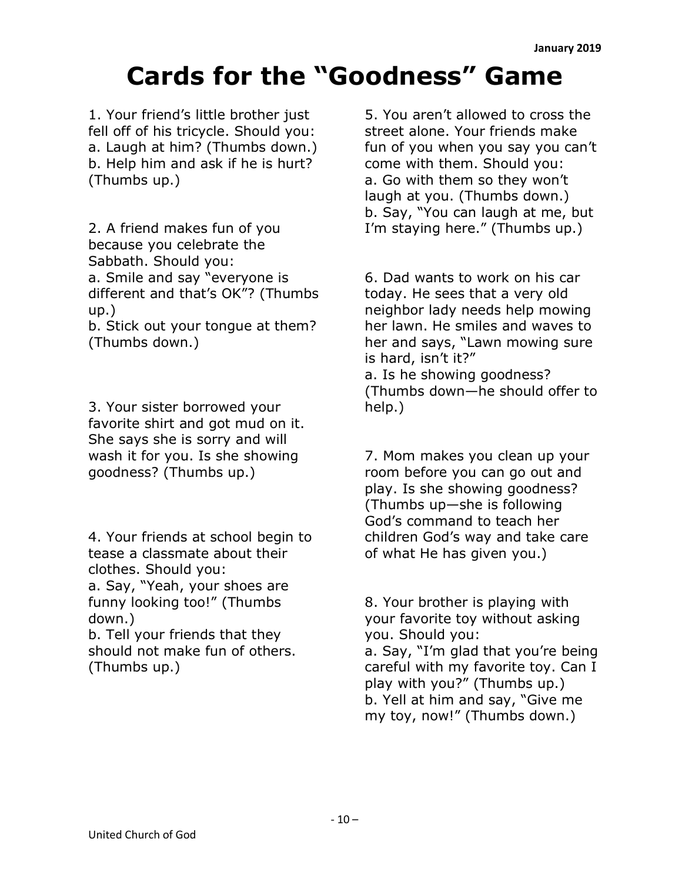# Cards for the "Goodness" Game

1. Your friend's little brother just fell off of his tricycle. Should you:
a. Laugh at him? (Thumbs down.)
b. Help him and ask if he is hurt? (Thumbs up.)

2. A friend makes fun of you because you celebrate the Sabbath. Should you:
a. Smile and say "everyone is different and that's OK"? (Thumbs up.)
b. Stick out your tongue at them? (Thumbs down.)

3. Your sister borrowed your favorite shirt and got mud on it. She says she is sorry and will wash it for you. Is she showing goodness? (Thumbs up.)

4. Your friends at school begin to tease a classmate about their clothes. Should you:
a. Say, "Yeah, your shoes are funny looking too!" (Thumbs down.)
b. Tell your friends that they should not make fun of others. (Thumbs up.)

5. You aren't allowed to cross the street alone. Your friends make fun of you when you say you can't come with them. Should you:
a. Go with them so they won't laugh at you. (Thumbs down.)
b. Say, "You can laugh at me, but I'm staying here." (Thumbs up.)

6. Dad wants to work on his car today. He sees that a very old neighbor lady needs help mowing her lawn. He smiles and waves to her and says, "Lawn mowing sure is hard, isn't it?"
a. Is he showing goodness? (Thumbs down—he should offer to help.)

7. Mom makes you clean up your room before you can go out and play. Is she showing goodness? (Thumbs up—she is following God's command to teach her children God's way and take care of what He has given you.)

8. Your brother is playing with your favorite toy without asking you. Should you:
a. Say, "I'm glad that you're being careful with my favorite toy. Can I play with you?" (Thumbs up.)
b. Yell at him and say, "Give me my toy, now!" (Thumbs down.)